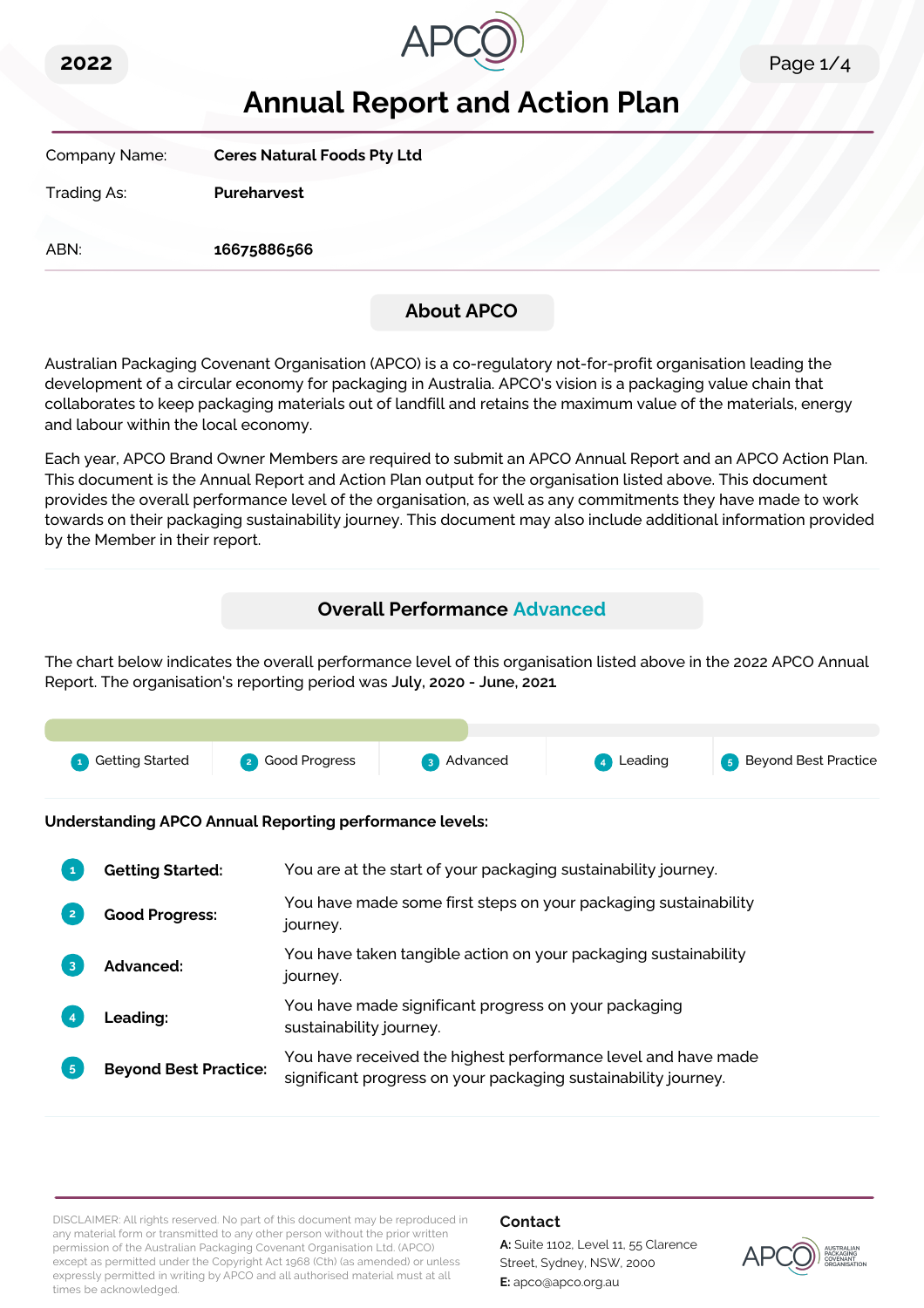2022

# Annual Report and Action Plan

| | |
|---|---|
| Company Name: | **Ceres Natural Foods Pty Ltd** |
| Trading As: | **Pureharvest** |
| ABN: | **16675886566** |

## About APCO

Australian Packaging Covenant Organisation (APCO) is a co-regulatory not-for-profit organisation leading the development of a circular economy for packaging in Australia. APCO's vision is a packaging value chain that collaborates to keep packaging materials out of landfill and retains the maximum value of the materials, energy and labour within the local economy.

Each year, APCO Brand Owner Members are required to submit an APCO Annual Report and an APCO Action Plan. This document is the Annual Report and Action Plan output for the organisation listed above. This document provides the overall performance level of the organisation, as well as any commitments they have made to work towards on their packaging sustainability journey. This document may also include additional information provided by the Member in their report.

## Overall Performance Advanced

The chart below indicates the overall performance level of this organisation listed above in the 2022 APCO Annual Report. The organisation's reporting period was **July, 2020 - June, 2021**

1 Getting Started | 2 Good Progress | 3 Advanced | 4 Leading | 5 Beyond Best Practice

**Understanding APCO Annual Reporting performance levels:**

| | | |
|---|---|---|
| 1 | **Getting Started:** | You are at the start of your packaging sustainability journey. |
| 2 | **Good Progress:** | You have made some first steps on your packaging sustainability journey. |
| 3 | **Advanced:** | You have taken tangible action on your packaging sustainability journey. |
| 4 | **Leading:** | You have made significant progress on your packaging sustainability journey. |
| 5 | **Beyond Best Practice:** | You have received the highest performance level and have made significant progress on your packaging sustainability journey. |

DISCLAIMER: All rights reserved. No part of this document may be reproduced in any material form or transmitted to any other person without the prior written permission of the Australian Packaging Covenant Organisation Ltd. (APCO) except as permitted under the Copyright Act 1968 (Cth) (as amended) or unless expressly permitted in writing by APCO and all authorised material must at all times be acknowledged.

**Contact**

**A:** Suite 1102, Level 11, 55 Clarence Street, Sydney, NSW, 2000

**E:** apco@apco.org.au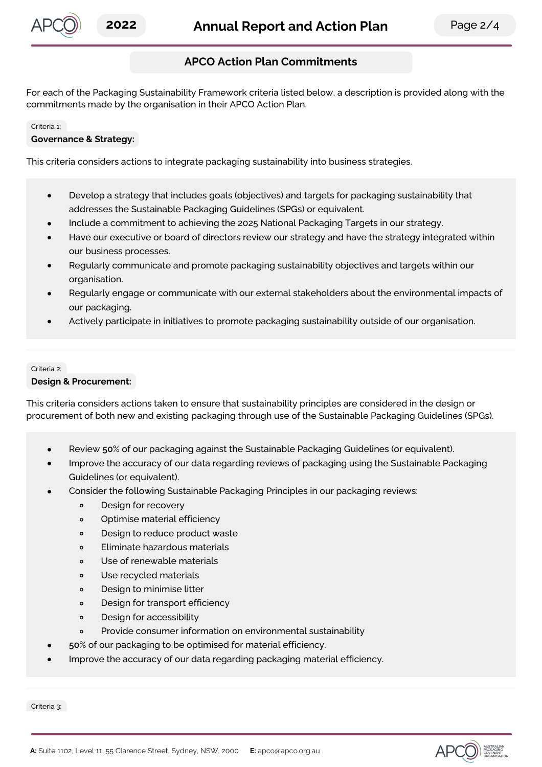## APCO Action Plan Commitments

For each of the Packaging Sustainability Framework criteria listed below, a description is provided along with the commitments made by the organisation in their APCO Action Plan.

Criteria 1:

**Governance & Strategy:**

This criteria considers actions to integrate packaging sustainability into business strategies.

- Develop a strategy that includes goals (objectives) and targets for packaging sustainability that addresses the Sustainable Packaging Guidelines (SPGs) or equivalent.
- Include a commitment to achieving the 2025 National Packaging Targets in our strategy.
- Have our executive or board of directors review our strategy and have the strategy integrated within our business processes.
- Regularly communicate and promote packaging sustainability objectives and targets within our organisation.
- Regularly engage or communicate with our external stakeholders about the environmental impacts of our packaging.
- Actively participate in initiatives to promote packaging sustainability outside of our organisation.

Criteria 2:

**Design & Procurement:**

This criteria considers actions taken to ensure that sustainability principles are considered in the design or procurement of both new and existing packaging through use of the Sustainable Packaging Guidelines (SPGs).

- Review **50**% of our packaging against the Sustainable Packaging Guidelines (or equivalent).
- Improve the accuracy of our data regarding reviews of packaging using the Sustainable Packaging Guidelines (or equivalent).
- Consider the following Sustainable Packaging Principles in our packaging reviews:
  - Design for recovery
  - Optimise material efficiency
  - Design to reduce product waste
  - Eliminate hazardous materials
  - Use of renewable materials
  - Use recycled materials
  - Design to minimise litter
  - Design for transport efficiency
  - Design for accessibility
  - Provide consumer information on environmental sustainability
- **50**% of our packaging to be optimised for material efficiency.
- Improve the accuracy of our data regarding packaging material efficiency.

Criteria 3: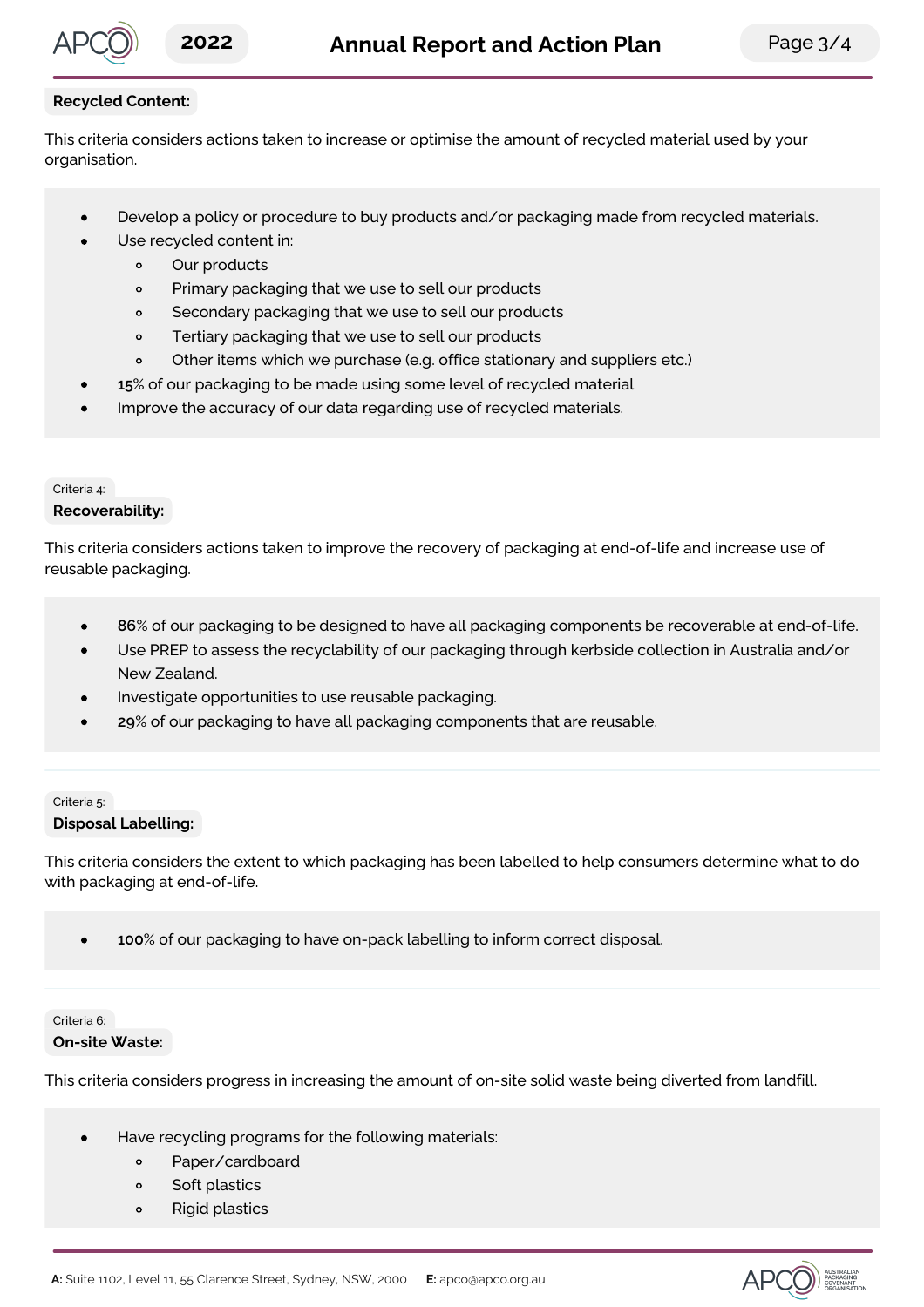**Recycled Content:**

This criteria considers actions taken to increase or optimise the amount of recycled material used by your organisation.

- Develop a policy or procedure to buy products and/or packaging made from recycled materials.
- Use recycled content in:
    - Our products
    - Primary packaging that we use to sell our products
    - Secondary packaging that we use to sell our products
    - Tertiary packaging that we use to sell our products
    - Other items which we purchase (e.g. office stationary and suppliers etc.)
- **15**% of our packaging to be made using some level of recycled material
- Improve the accuracy of our data regarding use of recycled materials.

---

Criteria 4:

**Recoverability:**

This criteria considers actions taken to improve the recovery of packaging at end-of-life and increase use of reusable packaging.

- **86**% of our packaging to be designed to have all packaging components be recoverable at end-of-life.
- Use PREP to assess the recyclability of our packaging through kerbside collection in Australia and/or New Zealand.
- Investigate opportunities to use reusable packaging.
- **29**% of our packaging to have all packaging components that are reusable.

---

Criteria 5:

**Disposal Labelling:**

This criteria considers the extent to which packaging has been labelled to help consumers determine what to do with packaging at end-of-life.

- **100**% of our packaging to have on-pack labelling to inform correct disposal.

---

Criteria 6:

**On-site Waste:**

This criteria considers progress in increasing the amount of on-site solid waste being diverted from landfill.

- Have recycling programs for the following materials:
    - Paper/cardboard
    - Soft plastics
    - Rigid plastics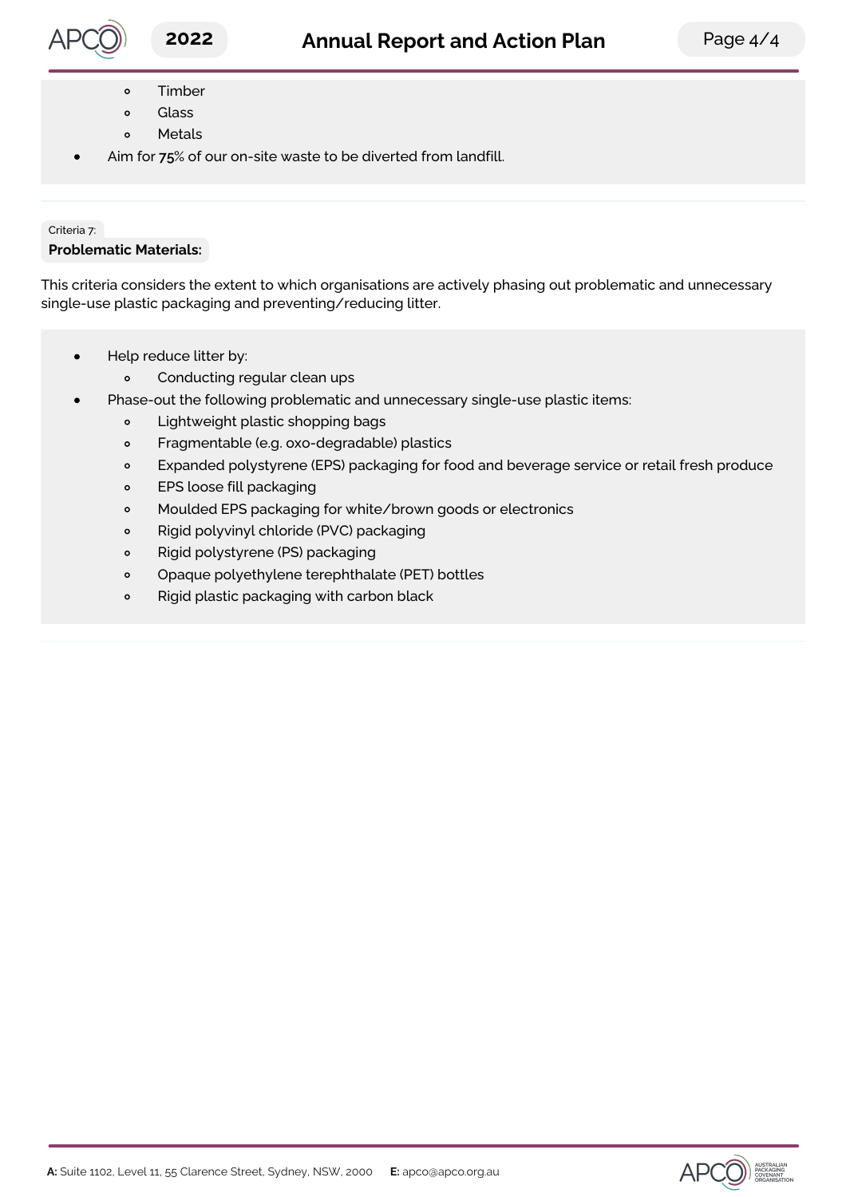- Timber
    - Glass
    - Metals
- Aim for **75**% of our on-site waste to be diverted from landfill.

Criteria 7:

**Problematic Materials:**

This criteria considers the extent to which organisations are actively phasing out problematic and unnecessary single-use plastic packaging and preventing/reducing litter.

- Help reduce litter by:
    - Conducting regular clean ups
- Phase-out the following problematic and unnecessary single-use plastic items:
    - Lightweight plastic shopping bags
    - Fragmentable (e.g. oxo-degradable) plastics
    - Expanded polystyrene (EPS) packaging for food and beverage service or retail fresh produce
    - EPS loose fill packaging
    - Moulded EPS packaging for white/brown goods or electronics
    - Rigid polyvinyl chloride (PVC) packaging
    - Rigid polystyrene (PS) packaging
    - Opaque polyethylene terephthalate (PET) bottles
    - Rigid plastic packaging with carbon black